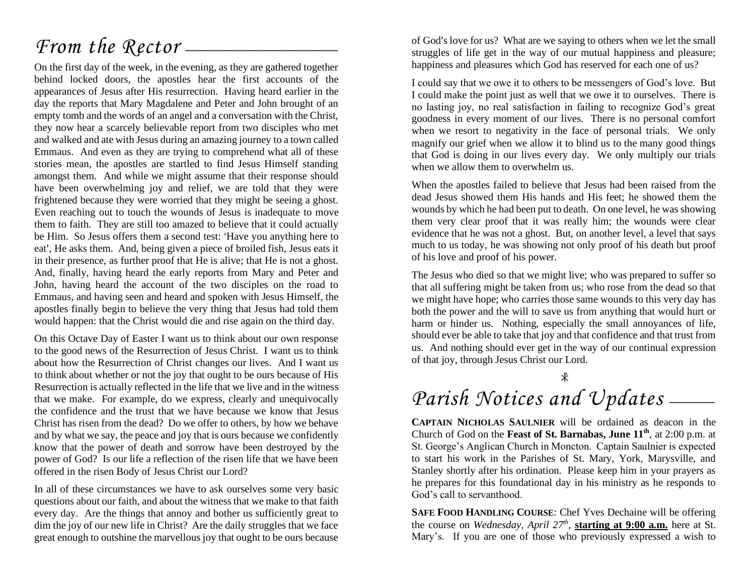## *From the Rector*

On the first day of the week, in the evening, as they are gathered together behind locked doors, the apostles hear the first accounts of the appearances of Jesus after His resurrection. Having heard earlier in the day the reports that Mary Magdalene and Peter and John brought of an empty tomb and the words of an angel and a conversation with the Christ, they now hear a scarcely believable report from two disciples who met and walked and ate with Jesus during an amazing journey to a town called Emmaus. And even as they are trying to comprehend what all of these stories mean, the apostles are startled to find Jesus Himself standing amongst them. And while we might assume that their response should have been overwhelming joy and relief, we are told that they were frightened because they were worried that they might be seeing a ghost. Even reaching out to touch the wounds of Jesus is inadequate to move them to faith. They are still too amazed to believe that it could actually be Him. So Jesus offers them a second test: 'Have you anything here to eat', He asks them. And, being given a piece of broiled fish, Jesus eats it in their presence, as further proof that He is alive; that He is not a ghost. And, finally, having heard the early reports from Mary and Peter and John, having heard the account of the two disciples on the road to Emmaus, and having seen and heard and spoken with Jesus Himself, the apostles finally begin to believe the very thing that Jesus had told them would happen: that the Christ would die and rise again on the third day.

On this Octave Day of Easter I want us to think about our own response to the good news of the Resurrection of Jesus Christ. I want us to think about how the Resurrection of Christ changes our lives. And I want us to think about whether or not the joy that ought to be ours because of His Resurrection is actually reflected in the life that we live and in the witness that we make. For example, do we express, clearly and unequivocally the confidence and the trust that we have because we know that Jesus Christ has risen from the dead? Do we offer to others, by how we behave and by what we say, the peace and joy that is ours because we confidently know that the power of death and sorrow have been destroyed by the power of God? Is our life a reflection of the risen life that we have been offered in the risen Body of Jesus Christ our Lord?

In all of these circumstances we have to ask ourselves some very basic questions about our faith, and about the witness that we make to that faith every day. Are the things that annoy and bother us sufficiently great to dim the joy of our new life in Christ? Are the daily struggles that we face great enough to outshine the marvellous joy that ought to be ours because of God's love for us? What are we saying to others when we let the small struggles of life get in the way of our mutual happiness and pleasure; happiness and pleasures which God has reserved for each one of us?

I could say that we owe it to others to be messengers of God's love. But I could make the point just as well that we owe it to ourselves. There is no lasting joy, no real satisfaction in failing to recognize God's great goodness in every moment of our lives. There is no personal comfort when we resort to negativity in the face of personal trials. We only magnify our grief when we allow it to blind us to the many good things that God is doing in our lives every day. We only multiply our trials when we allow them to overwhelm us.

When the apostles failed to believe that Jesus had been raised from the dead Jesus showed them His hands and His feet; he showed them the wounds by which he had been put to death. On one level, he was showing them very clear proof that it was really him; the wounds were clear evidence that he was not a ghost. But, on another level, a level that says much to us today, he was showing not only proof of his death but proof of his love and proof of his power.

The Jesus who died so that we might live; who was prepared to suffer so that all suffering might be taken from us; who rose from the dead so that we might have hope; who carries those same wounds to this very day has both the power and the will to save us from anything that would hurt or harm or hinder us. Nothing, especially the small annoyances of life, should ever be able to take that joy and that confidence and that trust from us. And nothing should ever get in the way of our continual expression of that joy, through Jesus Christ our Lord.

☧

## *Parish Notices and Updates*

**CAPTAIN NICHOLAS SAULNIER** will be ordained as deacon in the Church of God on the **Feast of St. Barnabas, June 11th**, at 2:00 p.m. at St. George's Anglican Church in Moncton. Captain Saulnier is expected to start his work in the Parishes of St. Mary, York, Marysville, and Stanley shortly after his ordination. Please keep him in your prayers as he prepares for this foundational day in his ministry as he responds to God's call to servanthood.

**SAFE FOOD HANDLING COURSE**: Chef Yves Dechaine will be offering the course on *Wednesday, April 27th*, **starting at 9:00 a.m.** here at St. Mary's. If you are one of those who previously expressed a wish to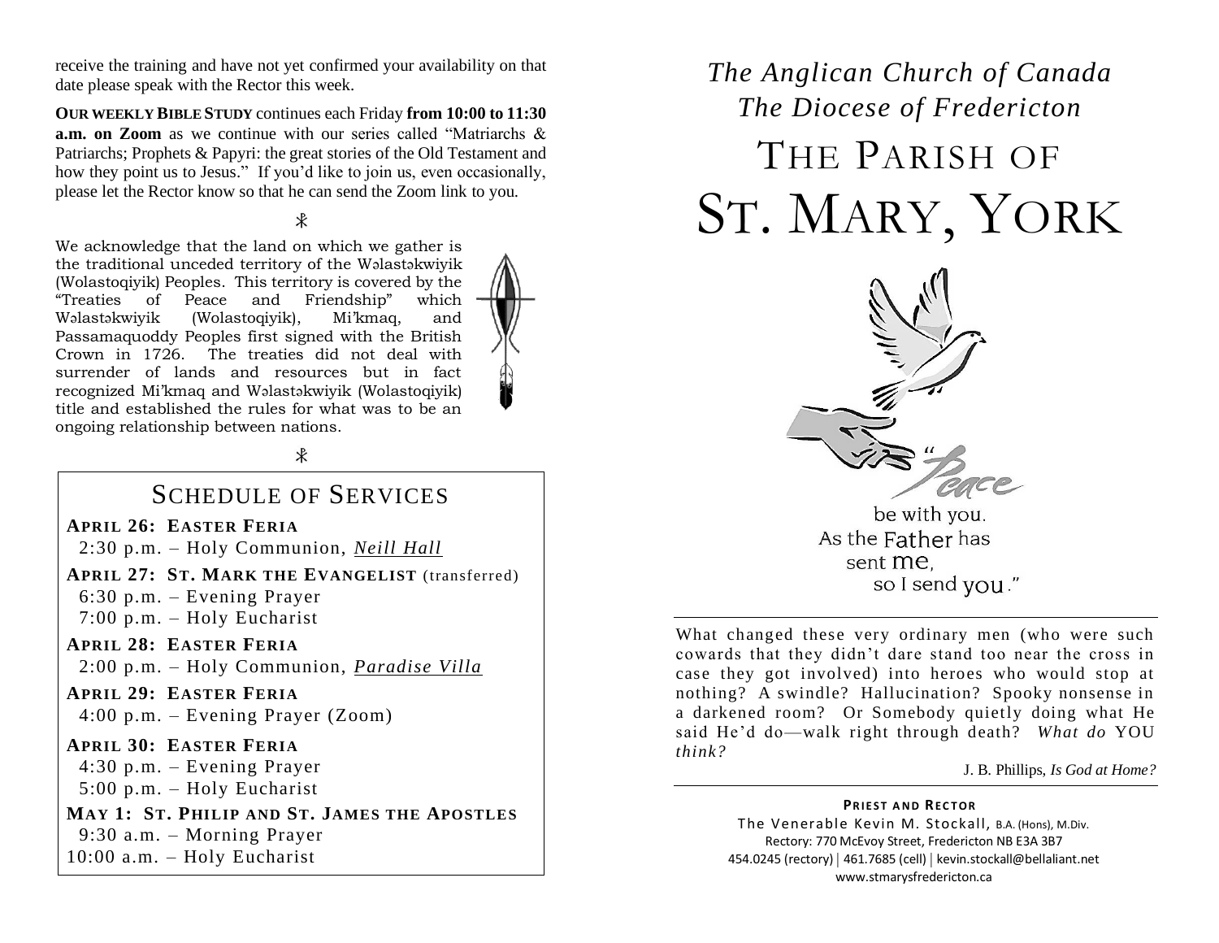receive the training and have not yet confirmed your availability on that date please speak with the Rector this week.

**OUR WEEKLY BIBLE STUDY** continues each Friday **from 10:00 to 11:30 a.m. on Zoom** as we continue with our series called "Matriarchs & Patriarchs; Prophets & Papyri: the great stories of the Old Testament and how they point us to Jesus." If you'd like to join us, even occasionally, please let the Rector know so that he can send the Zoom link to you.

☧

We acknowledge that the land on which we gather is the traditional unceded territory of the Wəlastəkwiyik (Wolastoqiyik) Peoples. This territory is covered by the "Treaties of Peace and Friendship" which Wəlastəkwiyik (Wolastoqiyik), Mi'kmaq, and Passamaquoddy Peoples first signed with the British Crown in 1726. The treaties did not deal with surrender of lands and resources but in fact recognized Mi'kmaq and Wəlastəkwiyik (Wolastoqiyik) title and established the rules for what was to be an ongoing relationship between nations.

☧

## SCHEDULE OF SERVICES

**APRIL 26: EASTER FERIA**
2:30 p.m. – Holy Communion, *Neill Hall*

**APRIL 27: ST. MARK THE EVANGELIST** (transferred)
6:30 p.m. – Evening Prayer
7:00 p.m. – Holy Eucharist

**APRIL 28: EASTER FERIA**
2:00 p.m. – Holy Communion, *Paradise Villa*

**APRIL 29: EASTER FERIA**
4:00 p.m. – Evening Prayer (Zoom)

**APRIL 30: EASTER FERIA**
4:30 p.m. – Evening Prayer
5:00 p.m. – Holy Eucharist

**MAY 1: ST. PHILIP AND ST. JAMES THE APOSTLES**
9:30 a.m. – Morning Prayer
10:00 a.m. – Holy Eucharist

*The Anglican Church of Canada*
*The Diocese of Fredericton*

# THE PARISH OF ST. MARY, YORK

"Peace be with you. As the Father has sent me, so I send you."

What changed these very ordinary men (who were such cowards that they didn't dare stand too near the cross in case they got involved) into heroes who would stop at nothing? A swindle? Hallucination? Spooky nonsense in a darkened room? Or Somebody quietly doing what He said He'd do—walk right through death? *What do* YOU *think?*

J. B. Phillips, *Is God at Home?*

**PRIEST AND RECTOR**
The Venerable Kevin M. Stockall, B.A. (Hons), M.Div.
Rectory: 770 McEvoy Street, Fredericton NB E3A 3B7
454.0245 (rectory) | 461.7685 (cell) | kevin.stockall@bellaliant.net
www.stmarysfredericton.ca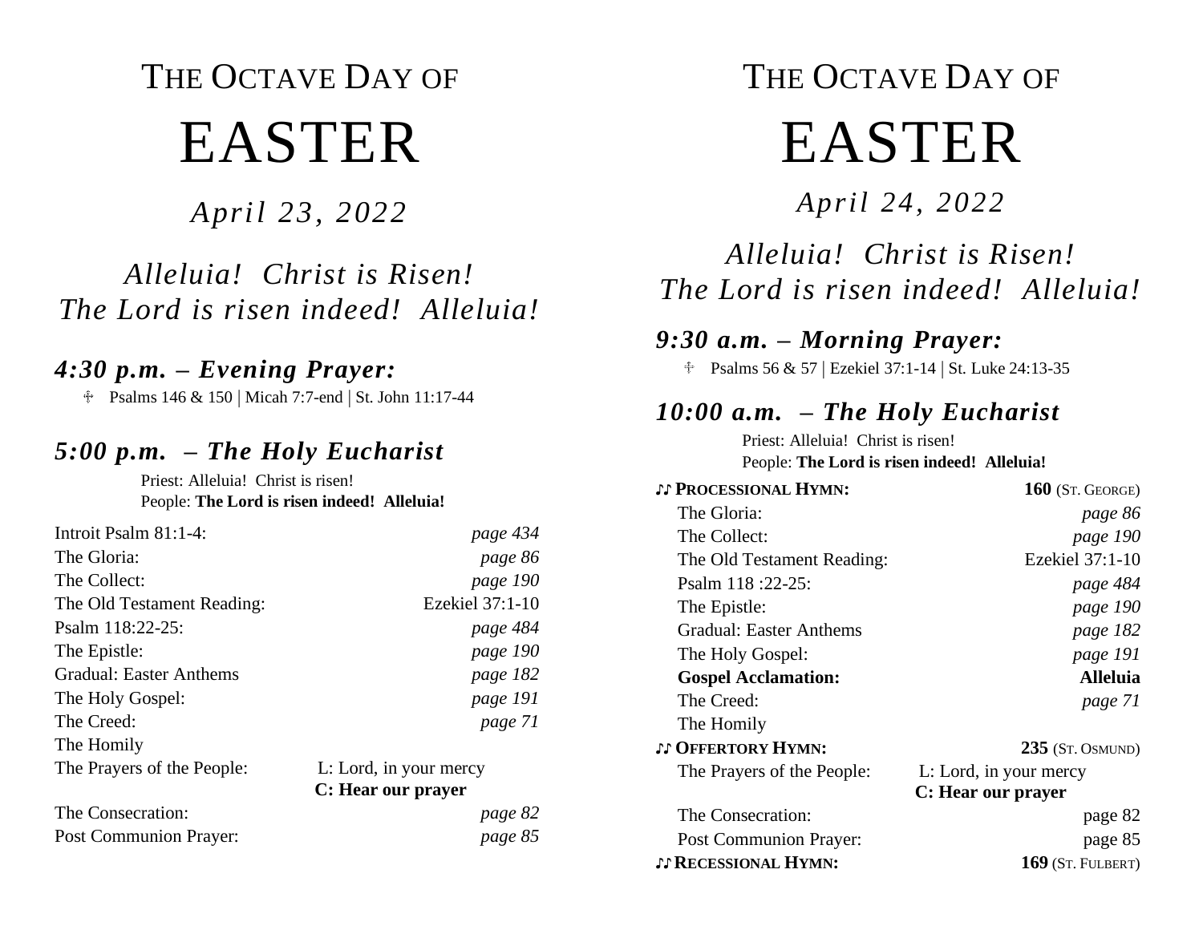# THE OCTAVE DAY OF

# EASTER

*April 23, 2022*

*Alleluia! Christ is Risen!*
*The Lord is risen indeed! Alleluia!*

## *4:30 p.m. – Evening Prayer:*

- ♰ Psalms 146 & 150 | Micah 7:7-end | St. John 11:17-44

## *5:00 p.m. – The Holy Eucharist*

Priest: Alleluia! Christ is risen!
People: **The Lord is risen indeed! Alleluia!**

| | |
|---|---|
| Introit Psalm 81:1-4: | *page 434* |
| The Gloria: | *page 86* |
| The Collect: | *page 190* |
| The Old Testament Reading: | Ezekiel 37:1-10 |
| Psalm 118:22-25: | *page 484* |
| The Epistle: | *page 190* |
| Gradual: Easter Anthems | *page 182* |
| The Holy Gospel: | *page 191* |
| The Creed: | *page 71* |
| The Homily | |
| The Prayers of the People: | L: Lord, in your mercy<br>**C: Hear our prayer** |
| The Consecration: | *page 82* |
| Post Communion Prayer: | *page 85* |

# THE OCTAVE DAY OF

# EASTER

*April 24, 2022*

*Alleluia! Christ is Risen!*
*The Lord is risen indeed! Alleluia!*

## *9:30 a.m. – Morning Prayer:*

- ♰ Psalms 56 & 57 | Ezekiel 37:1-14 | St. Luke 24:13-35

## *10:00 a.m. – The Holy Eucharist*

Priest: Alleluia! Christ is risen!
People: **The Lord is risen indeed! Alleluia!**

| | |
|---|---|
| ♫ **PROCESSIONAL HYMN:** | **160** (ST. GEORGE) |
| The Gloria: | *page 86* |
| The Collect: | *page 190* |
| The Old Testament Reading: | Ezekiel 37:1-10 |
| Psalm 118 :22-25: | *page 484* |
| The Epistle: | *page 190* |
| Gradual: Easter Anthems | *page 182* |
| The Holy Gospel: | *page 191* |
| **Gospel Acclamation:** | **Alleluia** |
| The Creed: | *page 71* |
| The Homily | |
| ♫ **OFFERTORY HYMN:** | **235** (ST. OSMUND) |
| The Prayers of the People: | L: Lord, in your mercy<br>**C: Hear our prayer** |
| The Consecration: | page 82 |
| Post Communion Prayer: | page 85 |
| ♫ **RECESSIONAL HYMN:** | **169** (ST. FULBERT) |